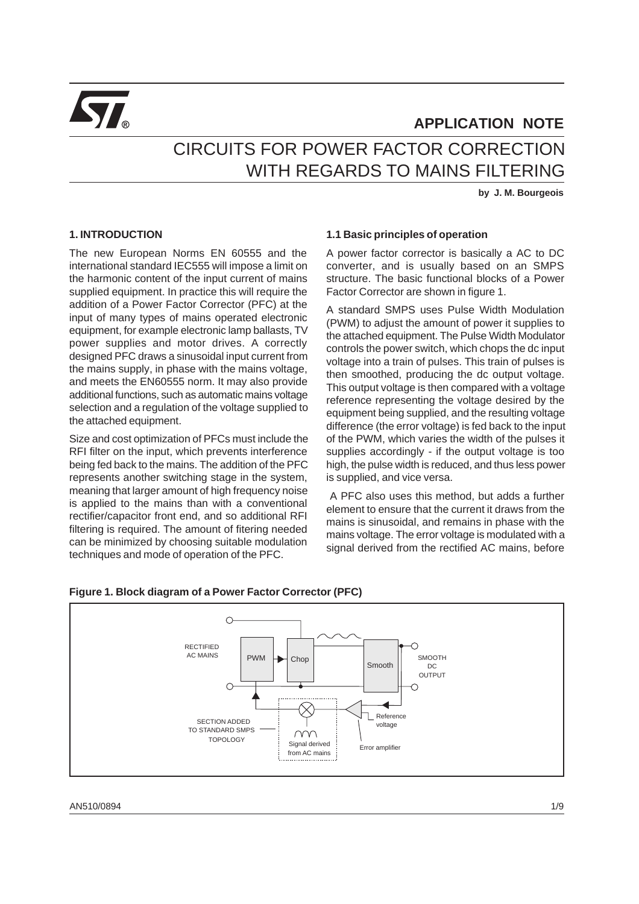APPLICATION NOTE

# CIRCUITS FOR POWER FACTOR CORRECTION WITH REGARDS TO MAINS FILTERING

**by J. M. Bourgeois**

## 1. INTRODUCTION

The new European Norms EN 60555 and the international standard IEC555 will impose a limit on the harmonic content of the input current of mains supplied equipment. In practice this will require the addition of a Power Factor Corrector (PFC) at the input of many types of mains operated electronic equipment, for example electronic lamp ballasts, TV power supplies and motor drives. A correctly designed PFC draws a sinusoidal input current from the mains supply, in phase with the mains voltage, and meets the EN60555 norm. It may also provide additional functions, such as automatic mains voltage selection and a regulation of the voltage supplied to the attached equipment.

Size and cost optimization of PFCs must include the RFI filter on the input, which prevents interference being fed back to the mains. The addition of the PFC represents another switching stage in the system, meaning that larger amount of high frequency noise is applied to the mains than with a conventional rectifier/capacitor front end, and so additional RFI filtering is required. The amount of fitering needed can be minimized by choosing suitable modulation techniques and mode of operation of the PFC.

### 1.1 Basic principles of operation

A power factor corrector is basically a AC to DC converter, and is usually based on an SMPS structure. The basic functional blocks of a Power Factor Corrector are shown in figure 1.

A standard SMPS uses Pulse Width Modulation (PWM) to adjust the amount of power it supplies to the attached equipment. The Pulse Width Modulator controls the power switch, which chops the dc input voltage into a train of pulses. This train of pulses is then smoothed, producing the dc output voltage. This output voltage is then compared with a voltage reference representing the voltage desired by the equipment being supplied, and the resulting voltage difference (the error voltage) is fed back to the input of the PWM, which varies the width of the pulses it supplies accordingly - if the output voltage is too high, the pulse width is reduced, and thus less power is supplied, and vice versa.

A PFC also uses this method, but adds a further element to ensure that the current it draws from the mains is sinusoidal, and remains in phase with the mains voltage. The error voltage is modulated with a signal derived from the rectified AC mains, before

**Figure 1. Block diagram of a Power Factor Corrector (PFC)**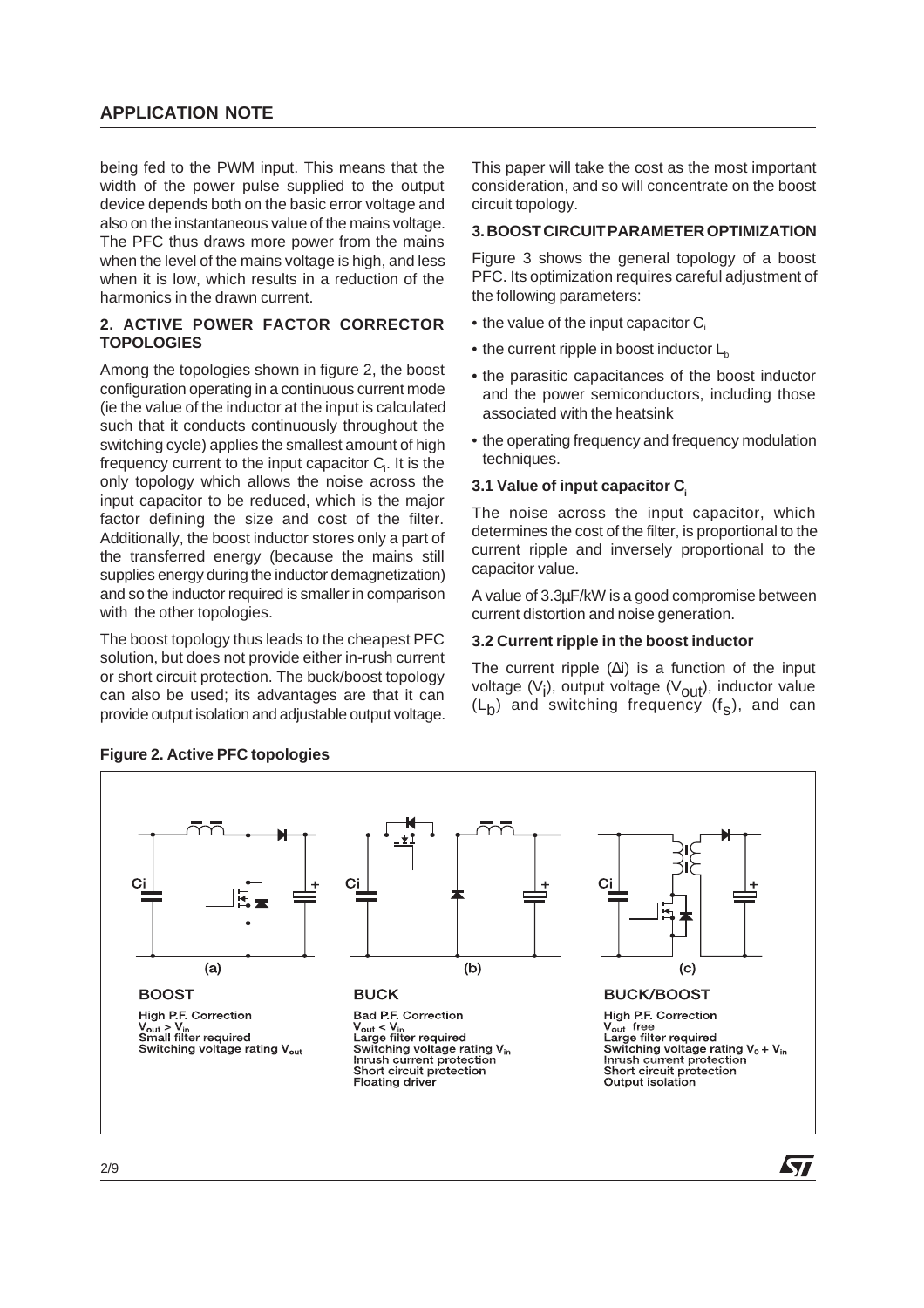being fed to the PWM input. This means that the width of the power pulse supplied to the output device depends both on the basic error voltage and also on the instantaneous value of the mains voltage. The PFC thus draws more power from the mains when the level of the mains voltage is high, and less when it is low, which results in a reduction of the harmonics in the drawn current.

## 2. ACTIVE POWER FACTOR CORRECTOR TOPOLOGIES

Among the topologies shown in figure 2, the boost configuration operating in a continuous current mode (ie the value of the inductor at the input is calculated such that it conducts continuously throughout the switching cycle) applies the smallest amount of high frequency current to the input capacitor $C_i$. It is the only topology which allows the noise across the input capacitor to be reduced, which is the major factor defining the size and cost of the filter. Additionally, the boost inductor stores only a part of the transferred energy (because the mains still supplies energy during the inductor demagnetization) and so the inductor required is smaller in comparison with the other topologies.

The boost topology thus leads to the cheapest PFC solution, but does not provide either in-rush current or short circuit protection. The buck/boost topology can also be used; its advantages are that it can provide output isolation and adjustable output voltage.

This paper will take the cost as the most important consideration, and so will concentrate on the boost circuit topology.

## 3. BOOST CIRCUIT PARAMETER OPTIMIZATION

Figure 3 shows the general topology of a boost PFC. Its optimization requires careful adjustment of the following parameters:

- the value of the input capacitor $C_i$
- the current ripple in boost inductor $L_b$
- the parasitic capacitances of the boost inductor and the power semiconductors, including those associated with the heatsink
- the operating frequency and frequency modulation techniques.

### 3.1 Value of input capacitor $C_i$

The noise across the input capacitor, which determines the cost of the filter, is proportional to the current ripple and inversely proportional to the capacitor value.

A value of 3.3µF/kW is a good compromise between current distortion and noise generation.

### 3.2 Current ripple in the boost inductor

The current ripple ($\Delta i$) is a function of the input voltage ($V_i$), output voltage ($V_{out}$), inductor value ($L_b$) and switching frequency ($f_s$), and can

**Figure 2. Active PFC topologies**

(a) BOOST
High P.F. Correction
$V_{out} > V_{in}$
Small filter required
Switching voltage rating $V_{out}$

(b) BUCK
Bad P.F. Correction
$V_{out} < V_{in}$
Large filter required
Switching voltage rating $V_{in}$
Inrush current protection
Short circuit protection
Floating driver

(c) BUCK/BOOST
High P.F. Correction
$V_{out}$ free
Large filter required
Switching voltage rating $V_0 + V_{in}$
Inrush current protection
Short circuit protection
Output isolation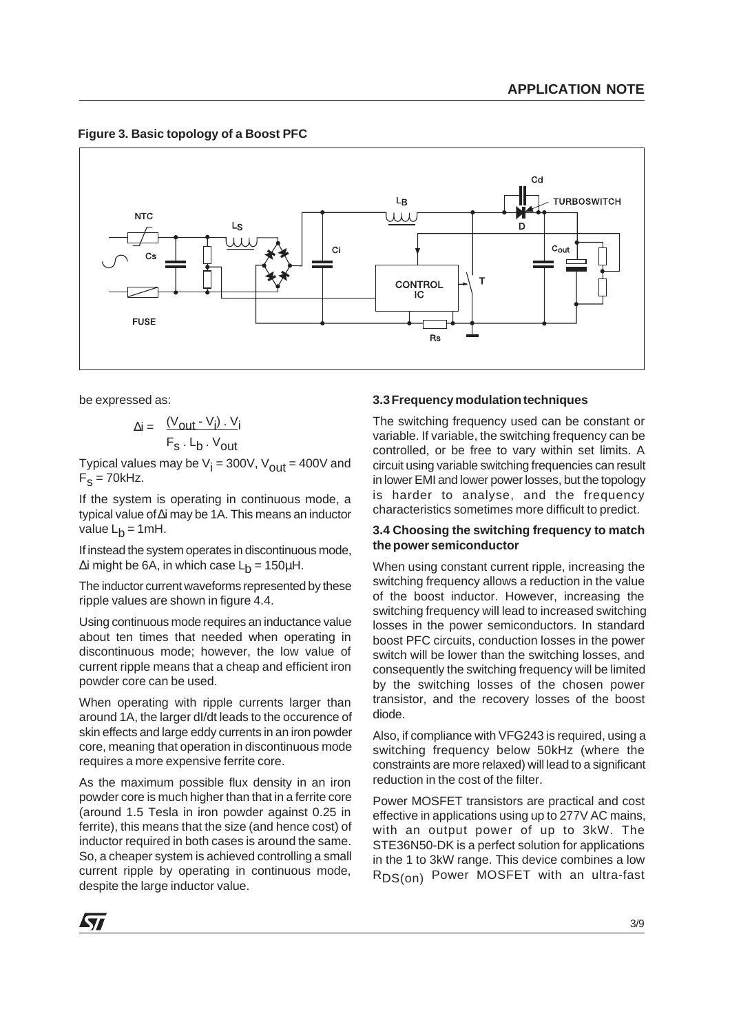**Figure 3. Basic topology of a Boost PFC**

be expressed as:

$$\Delta i = \frac{(V_{out} - V_i) \cdot V_i}{F_S \cdot L_b \cdot V_{out}}$$

Typical values may be $V_i$ = 300V, $V_{out}$ = 400V and $F_S$ = 70kHz.

If the system is operating in continuous mode, a typical value of $\Delta i$ may be 1A. This means an inductor value $L_b$ = 1mH.

If instead the system operates in discontinuous mode, $\Delta i$ might be 6A, in which case $L_b$ = 150µH.

The inductor current waveforms represented by these ripple values are shown in figure 4.4.

Using continuous mode requires an inductance value about ten times that needed when operating in discontinuous mode; however, the low value of current ripple means that a cheap and efficient iron powder core can be used.

When operating with ripple currents larger than around 1A, the larger dI/dt leads to the occurence of skin effects and large eddy currents in an iron powder core, meaning that operation in discontinuous mode requires a more expensive ferrite core.

As the maximum possible flux density in an iron powder core is much higher than that in a ferrite core (around 1.5 Tesla in iron powder against 0.25 in ferrite), this means that the size (and hence cost) of inductor required in both cases is around the same. So, a cheaper system is achieved controlling a small current ripple by operating in continuous mode, despite the large inductor value.

### 3.3 Frequency modulation techniques

The switching frequency used can be constant or variable. If variable, the switching frequency can be controlled, or be free to vary within set limits. A circuit using variable switching frequencies can result in lower EMI and lower power losses, but the topology is harder to analyse, and the frequency characteristics sometimes more difficult to predict.

### 3.4 Choosing the switching frequency to match the power semiconductor

When using constant current ripple, increasing the switching frequency allows a reduction in the value of the boost inductor. However, increasing the switching frequency will lead to increased switching losses in the power semiconductors. In standard boost PFC circuits, conduction losses in the power switch will be lower than the switching losses, and consequently the switching frequency will be limited by the switching losses of the chosen power transistor, and the recovery losses of the boost diode.

Also, if compliance with VFG243 is required, using a switching frequency below 50kHz (where the constraints are more relaxed) will lead to a significant reduction in the cost of the filter.

Power MOSFET transistors are practical and cost effective in applications using up to 277V AC mains, with an output power of up to 3kW. The STE36N50-DK is a perfect solution for applications in the 1 to 3kW range. This device combines a low $R_{DS(on)}$ Power MOSFET with an ultra-fast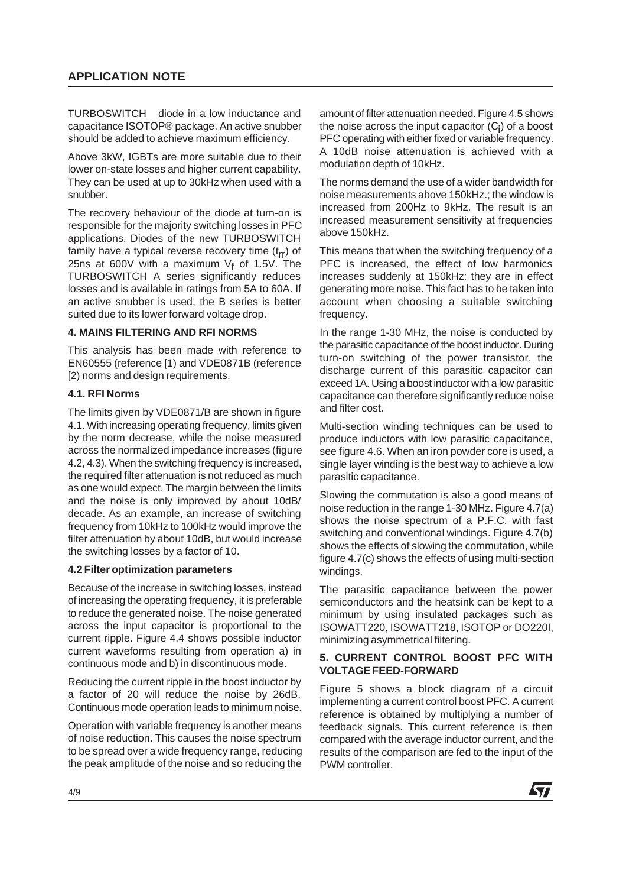TURBOSWITCH diode in a low inductance and capacitance ISOTOP® package. An active snubber should be added to achieve maximum efficiency.

Above 3kW, IGBTs are more suitable due to their lower on-state losses and higher current capability. They can be used at up to 30kHz when used with a snubber.

The recovery behaviour of the diode at turn-on is responsible for the majority switching losses in PFC applications. Diodes of the new TURBOSWITCH family have a typical reverse recovery time ($t_{rr}$) of 25ns at 600V with a maximum $V_f$ of 1.5V. The TURBOSWITCH A series significantly reduces losses and is available in ratings from 5A to 60A. If an active snubber is used, the B series is better suited due to its lower forward voltage drop.

### 4. MAINS FILTERING AND RFI NORMS

This analysis has been made with reference to EN60555 (reference [1) and VDE0871B (reference [2) norms and design requirements.

#### 4.1. RFI Norms

The limits given by VDE0871/B are shown in figure 4.1. With increasing operating frequency, limits given by the norm decrease, while the noise measured across the normalized impedance increases (figure 4.2, 4.3). When the switching frequency is increased, the required filter attenuation is not reduced as much as one would expect. The margin between the limits and the noise is only improved by about 10dB/decade. As an example, an increase of switching frequency from 10kHz to 100kHz would improve the filter attenuation by about 10dB, but would increase the switching losses by a factor of 10.

#### 4.2 Filter optimization parameters

Because of the increase in switching losses, instead of increasing the operating frequency, it is preferable to reduce the generated noise. The noise generated across the input capacitor is proportional to the current ripple. Figure 4.4 shows possible inductor current waveforms resulting from operation a) in continuous mode and b) in discontinuous mode.

Reducing the current ripple in the boost inductor by a factor of 20 will reduce the noise by 26dB. Continuous mode operation leads to minimum noise.

Operation with variable frequency is another means of noise reduction. This causes the noise spectrum to be spread over a wide frequency range, reducing the peak amplitude of the noise and so reducing the amount of filter attenuation needed. Figure 4.5 shows the noise across the input capacitor ($C_i$) of a boost PFC operating with either fixed or variable frequency. A 10dB noise attenuation is achieved with a modulation depth of 10kHz.

The norms demand the use of a wider bandwidth for noise measurements above 150kHz.; the window is increased from 200Hz to 9kHz. The result is an increased measurement sensitivity at frequencies above 150kHz.

This means that when the switching frequency of a PFC is increased, the effect of low harmonics increases suddenly at 150kHz: they are in effect generating more noise. This fact has to be taken into account when choosing a suitable switching frequency.

In the range 1-30 MHz, the noise is conducted by the parasitic capacitance of the boost inductor. During turn-on switching of the power transistor, the discharge current of this parasitic capacitor can exceed 1A. Using a boost inductor with a low parasitic capacitance can therefore significantly reduce noise and filter cost.

Multi-section winding techniques can be used to produce inductors with low parasitic capacitance, see figure 4.6. When an iron powder core is used, a single layer winding is the best way to achieve a low parasitic capacitance.

Slowing the commutation is also a good means of noise reduction in the range 1-30 MHz. Figure 4.7(a) shows the noise spectrum of a P.F.C. with fast switching and conventional windings. Figure 4.7(b) shows the effects of slowing the commutation, while figure 4.7(c) shows the effects of using multi-section windings.

The parasitic capacitance between the power semiconductors and the heatsink can be kept to a minimum by using insulated packages such as ISOWATT220, ISOWATT218, ISOTOP or DO220I, minimizing asymmetrical filtering.

### 5. CURRENT CONTROL BOOST PFC WITH VOLTAGE FEED-FORWARD

Figure 5 shows a block diagram of a circuit implementing a current control boost PFC. A current reference is obtained by multiplying a number of feedback signals. This current reference is then compared with the average inductor current, and the results of the comparison are fed to the input of the PWM controller.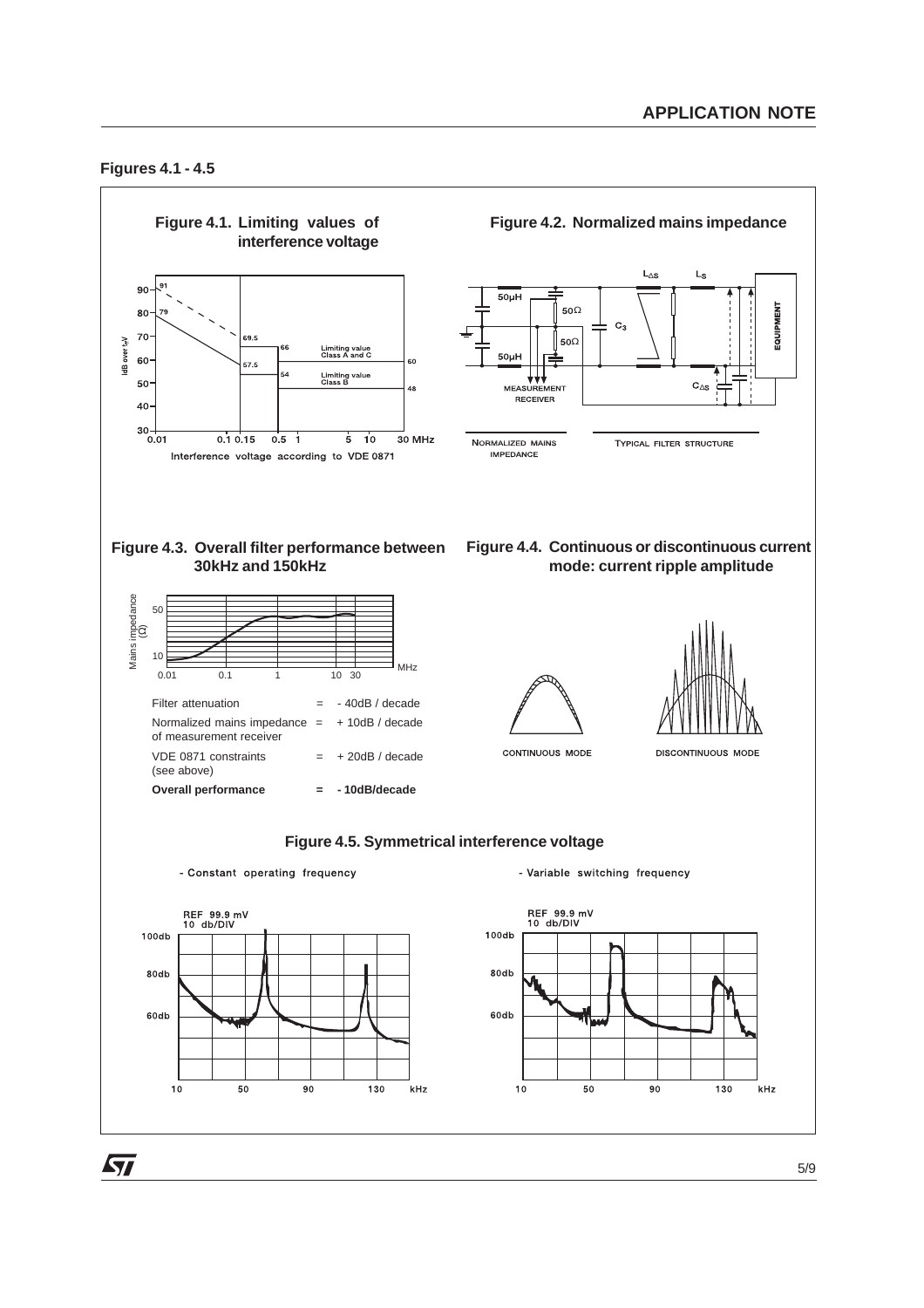**Figures 4.1 - 4.5**

**Figure 4.1. Limiting values of interference voltage**

**Figure 4.2. Normalized mains impedance**

**Figure 4.3. Overall filter performance between 30kHz and 150kHz**

| | | |
|---|---|---|
| Filter attenuation | = | - 40dB / decade |
| Normalized mains impedance of measurement receiver | = | + 10dB / decade |
| VDE 0871 constraints (see above) | = | + 20dB / decade |
| **Overall performance** | **=** | **- 10dB/decade** |

**Figure 4.4. Continuous or discontinuous current mode: current ripple amplitude**

**Figure 4.5. Symmetrical interference voltage**

- Constant operating frequency
- Variable switching frequency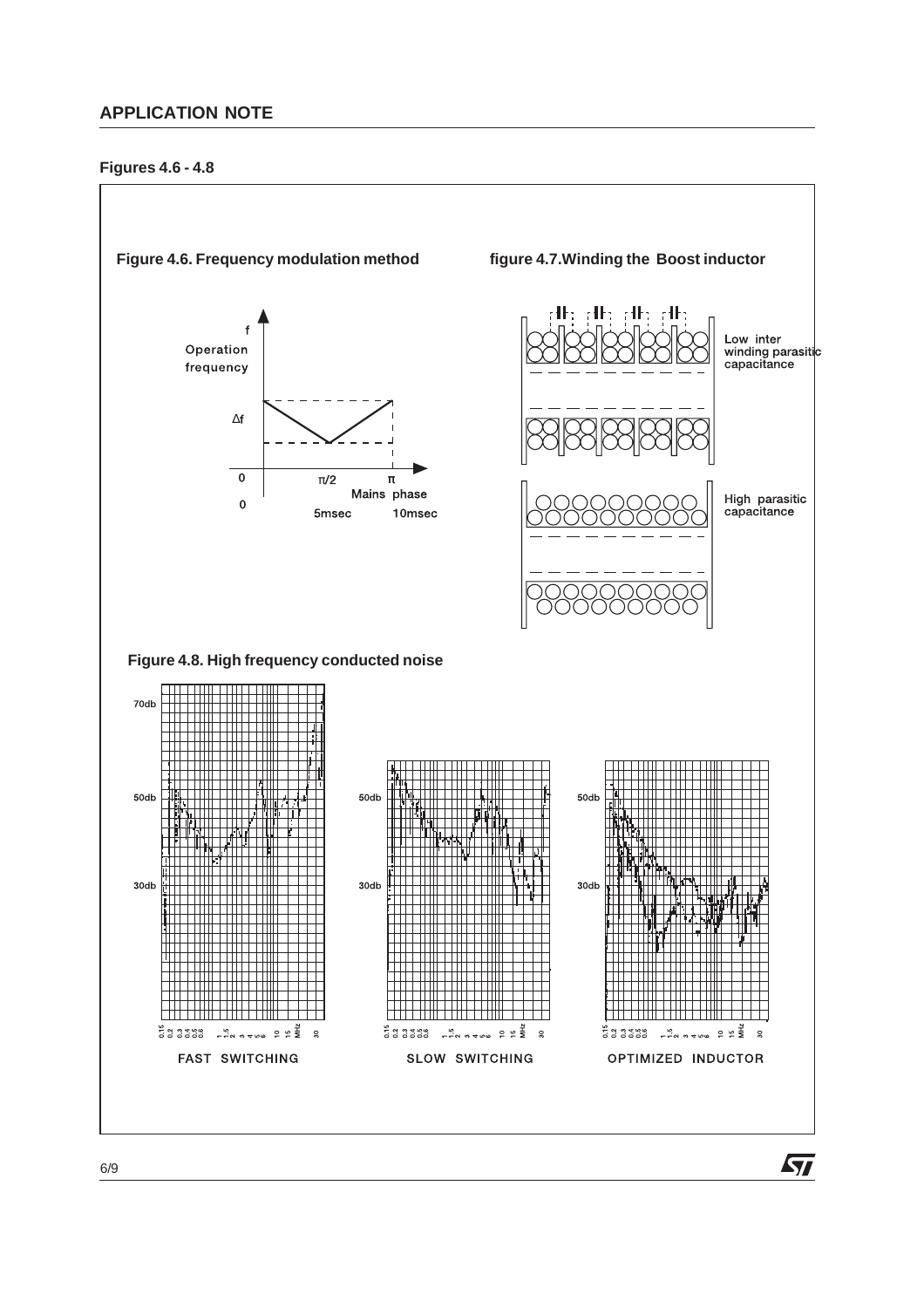**Figures 4.6 - 4.8**

**Figure 4.6. Frequency modulation method**

f
Operation
frequency

$\Delta f$

0 $\pi/2$ $\pi$
Mains phase
0 5msec 10msec

**figure 4.7.Winding the Boost inductor**

Low inter winding parasitic capacitance

High parasitic capacitance

**Figure 4.8. High frequency conducted noise**

70db
50db
30db

0.15 0.2 0.3 0.4 0.5 0.6 1 1.5 2 3 4 5 6 10 15 MHz 30

FAST SWITCHING

50db
30db

0.15 0.2 0.3 0.4 0.5 0.6 1 1.5 2 3 4 5 6 10 15 MHz 30

SLOW SWITCHING

50db
30db

0.15 0.2 0.3 0.4 0.5 0.6 1 1.5 2 3 4 5 6 10 15 MHz 30

OPTIMIZED INDUCTOR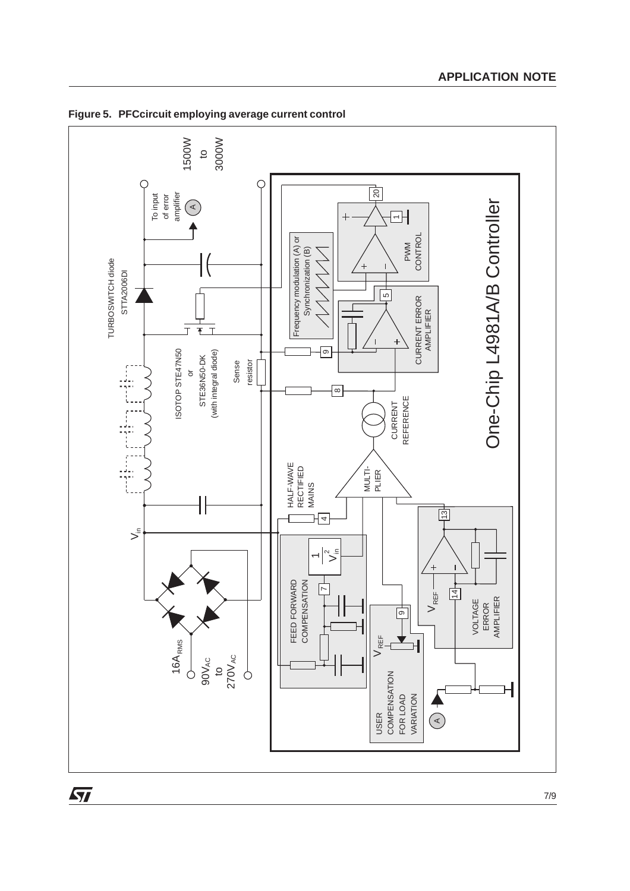**Figure 5. PFCcircuit employing average current control**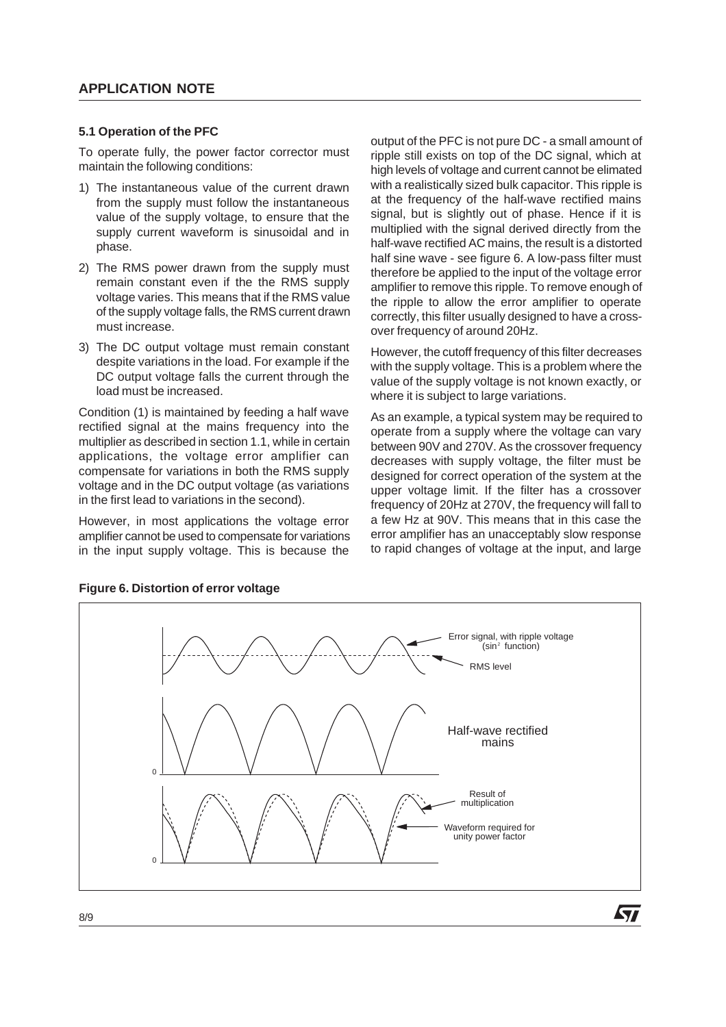### 5.1 Operation of the PFC

To operate fully, the power factor corrector must maintain the following conditions:

1) The instantaneous value of the current drawn from the supply must follow the instantaneous value of the supply voltage, to ensure that the supply current waveform is sinusoidal and in phase.
2) The RMS power drawn from the supply must remain constant even if the the RMS supply voltage varies. This means that if the RMS value of the supply voltage falls, the RMS current drawn must increase.
3) The DC output voltage must remain constant despite variations in the load. For example if the DC output voltage falls the current through the load must be increased.

Condition (1) is maintained by feeding a half wave rectified signal at the mains frequency into the multiplier as described in section 1.1, while in certain applications, the voltage error amplifier can compensate for variations in both the RMS supply voltage and in the DC output voltage (as variations in the first lead to variations in the second).

However, in most applications the voltage error amplifier cannot be used to compensate for variations in the input supply voltage. This is because the output of the PFC is not pure DC - a small amount of ripple still exists on top of the DC signal, which at high levels of voltage and current cannot be elimated with a realistically sized bulk capacitor. This ripple is at the frequency of the half-wave rectified mains signal, but is slightly out of phase. Hence if it is multiplied with the signal derived directly from the half-wave rectified AC mains, the result is a distorted half sine wave - see figure 6. A low-pass filter must therefore be applied to the input of the voltage error amplifier to remove this ripple. To remove enough of the ripple to allow the error amplifier to operate correctly, this filter usually designed to have a cross-over frequency of around 20Hz.

However, the cutoff frequency of this filter decreases with the supply voltage. This is a problem where the value of the supply voltage is not known exactly, or where it is subject to large variations.

As an example, a typical system may be required to operate from a supply where the voltage can vary between 90V and 270V. As the crossover frequency decreases with supply voltage, the filter must be designed for correct operation of the system at the upper voltage limit. If the filter has a crossover frequency of 20Hz at 270V, the frequency will fall to a few Hz at 90V. This means that in this case the error amplifier has an unacceptably slow response to rapid changes of voltage at the input, and large

**Figure 6. Distortion of error voltage**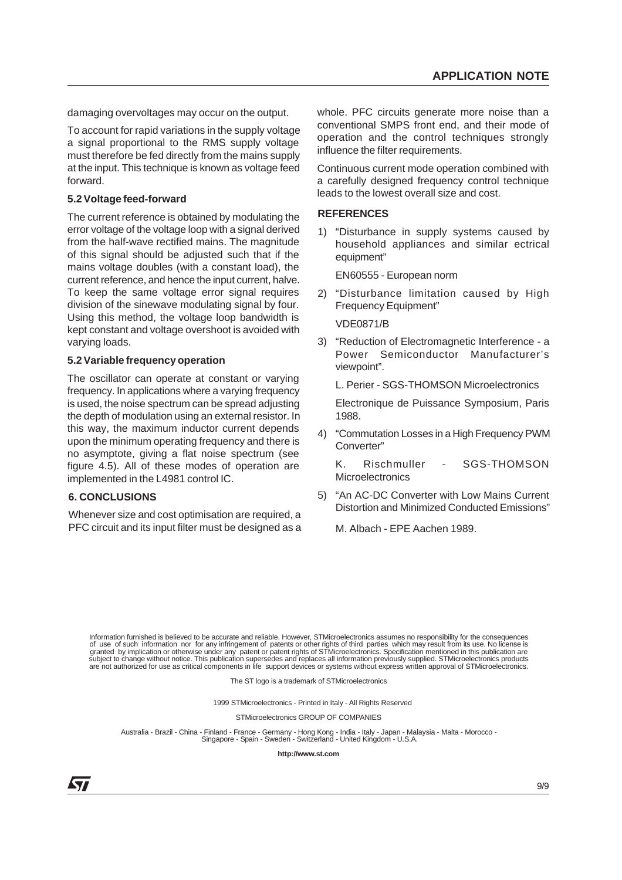damaging overvoltages may occur on the output.

To account for rapid variations in the supply voltage a signal proportional to the RMS supply voltage must therefore be fed directly from the mains supply at the input. This technique is known as voltage feed forward.

### 5.2 Voltage feed-forward

The current reference is obtained by modulating the error voltage of the voltage loop with a signal derived from the half-wave rectified mains. The magnitude of this signal should be adjusted such that if the mains voltage doubles (with a constant load), the current reference, and hence the input current, halve. To keep the same voltage error signal requires division of the sinewave modulating signal by four. Using this method, the voltage loop bandwidth is kept constant and voltage overshoot is avoided with varying loads.

### 5.2 Variable frequency operation

The oscillator can operate at constant or varying frequency. In applications where a varying frequency is used, the noise spectrum can be spread adjusting the depth of modulation using an external resistor. In this way, the maximum inductor current depends upon the minimum operating frequency and there is no asymptote, giving a flat noise spectrum (see figure 4.5). All of these modes of operation are implemented in the L4981 control IC.

## 6. CONCLUSIONS

Whenever size and cost optimisation are required, a PFC circuit and its input filter must be designed as a whole. PFC circuits generate more noise than a conventional SMPS front end, and their mode of operation and the control techniques strongly influence the filter requirements.

Continuous current mode operation combined with a carefully designed frequency control technique leads to the lowest overall size and cost.

## REFERENCES

1) "Disturbance in supply systems caused by household appliances and similar ectrical equipment"

   EN60555 - European norm

2) "Disturbance limitation caused by High Frequency Equipment"

   VDE0871/B

3) "Reduction of Electromagnetic Interference - a Power Semiconductor Manufacturer's viewpoint".

   L. Perier - SGS-THOMSON Microelectronics

   Electronique de Puissance Symposium, Paris 1988.

4) "Commutation Losses in a High Frequency PWM Converter"

   K. Rischmuller - SGS-THOMSON Microelectronics

5) "An AC-DC Converter with Low Mains Current Distortion and Minimized Conducted Emissions"

   M. Albach - EPE Aachen 1989.

Information furnished is believed to be accurate and reliable. However, STMicroelectronics assumes no responsibility for the consequences of use of such information nor for any infringement of patents or other rights of third parties which may result from its use. No license is granted by implication or otherwise under any patent or patent rights of STMicroelectronics. Specification mentioned in this publication are subject to change without notice. This publication supersedes and replaces all information previously supplied. STMicroelectronics products are not authorized for use as critical components in life support devices or systems without express written approval of STMicroelectronics.

The ST logo is a trademark of STMicroelectronics

1999 STMicroelectronics - Printed in Italy - All Rights Reserved

STMicroelectronics GROUP OF COMPANIES

Australia - Brazil - China - Finland - France - Germany - Hong Kong - India - Italy - Japan - Malaysia - Malta - Morocco - Singapore - Spain - Sweden - Switzerland - United Kingdom - U.S.A.

**http://www.st.com**